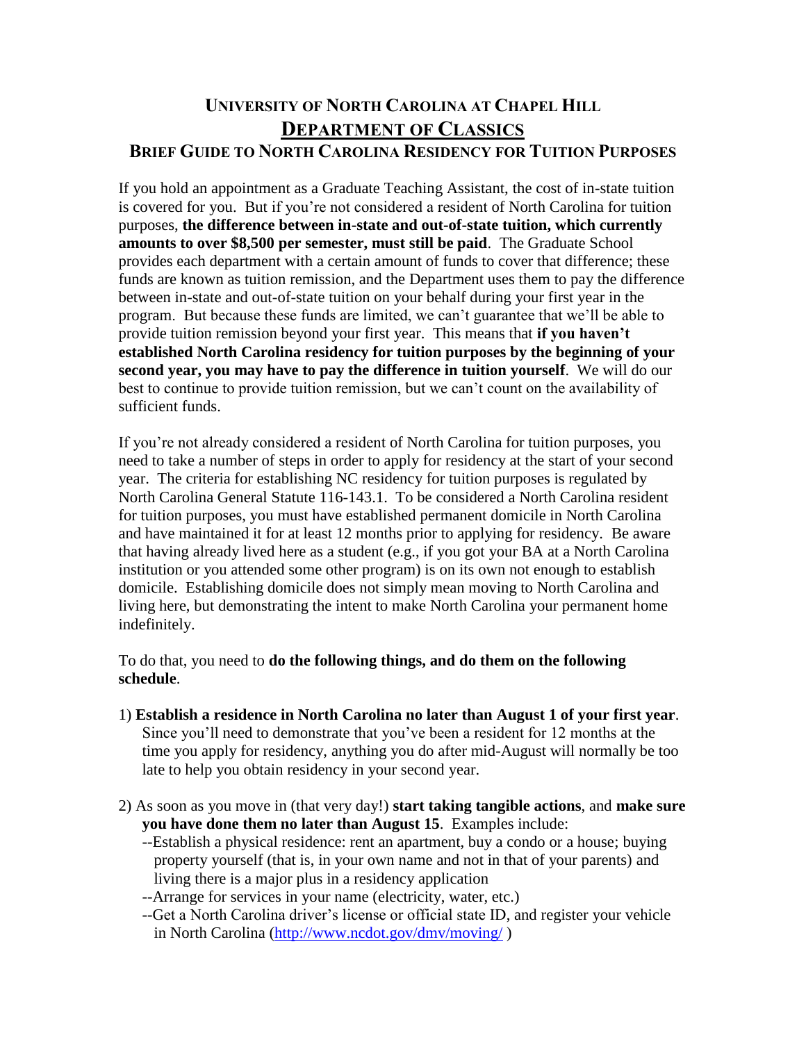# University of North Carolina at Chapel Hill

## Department of Classics

### Brief Guide to North Carolina Residency for Tuition Purposes

If you hold an appointment as a Graduate Teaching Assistant, the cost of in-state tuition is covered for you. But if you're not considered a resident of North Carolina for tuition purposes, **the difference between in-state and out-of-state tuition, which currently amounts to over $8,500 per semester, must still be paid**. The Graduate School provides each department with a certain amount of funds to cover that difference; these funds are known as tuition remission, and the Department uses them to pay the difference between in-state and out-of-state tuition on your behalf during your first year in the program. But because these funds are limited, we can't guarantee that we'll be able to provide tuition remission beyond your first year. This means that **if you haven't established North Carolina residency for tuition purposes by the beginning of your second year, you may have to pay the difference in tuition yourself**. We will do our best to continue to provide tuition remission, but we can't count on the availability of sufficient funds.

If you're not already considered a resident of North Carolina for tuition purposes, you need to take a number of steps in order to apply for residency at the start of your second year. The criteria for establishing NC residency for tuition purposes is regulated by North Carolina General Statute 116-143.1. To be considered a North Carolina resident for tuition purposes, you must have established permanent domicile in North Carolina and have maintained it for at least 12 months prior to applying for residency. Be aware that having already lived here as a student (e.g., if you got your BA at a North Carolina institution or you attended some other program) is on its own not enough to establish domicile. Establishing domicile does not simply mean moving to North Carolina and living here, but demonstrating the intent to make North Carolina your permanent home indefinitely.

To do that, you need to **do the following things, and do them on the following schedule**.

1) **Establish a residence in North Carolina no later than August 1 of your first year**. Since you'll need to demonstrate that you've been a resident for 12 months at the time you apply for residency, anything you do after mid-August will normally be too late to help you obtain residency in your second year.

2) As soon as you move in (that very day!) **start taking tangible actions**, and **make sure you have done them no later than August 15**. Examples include:
   - --Establish a physical residence: rent an apartment, buy a condo or a house; buying property yourself (that is, in your own name and not in that of your parents) and living there is a major plus in a residency application
   - --Arrange for services in your name (electricity, water, etc.)
   - --Get a North Carolina driver's license or official state ID, and register your vehicle in North Carolina (http://www.ncdot.gov/dmv/moving/ )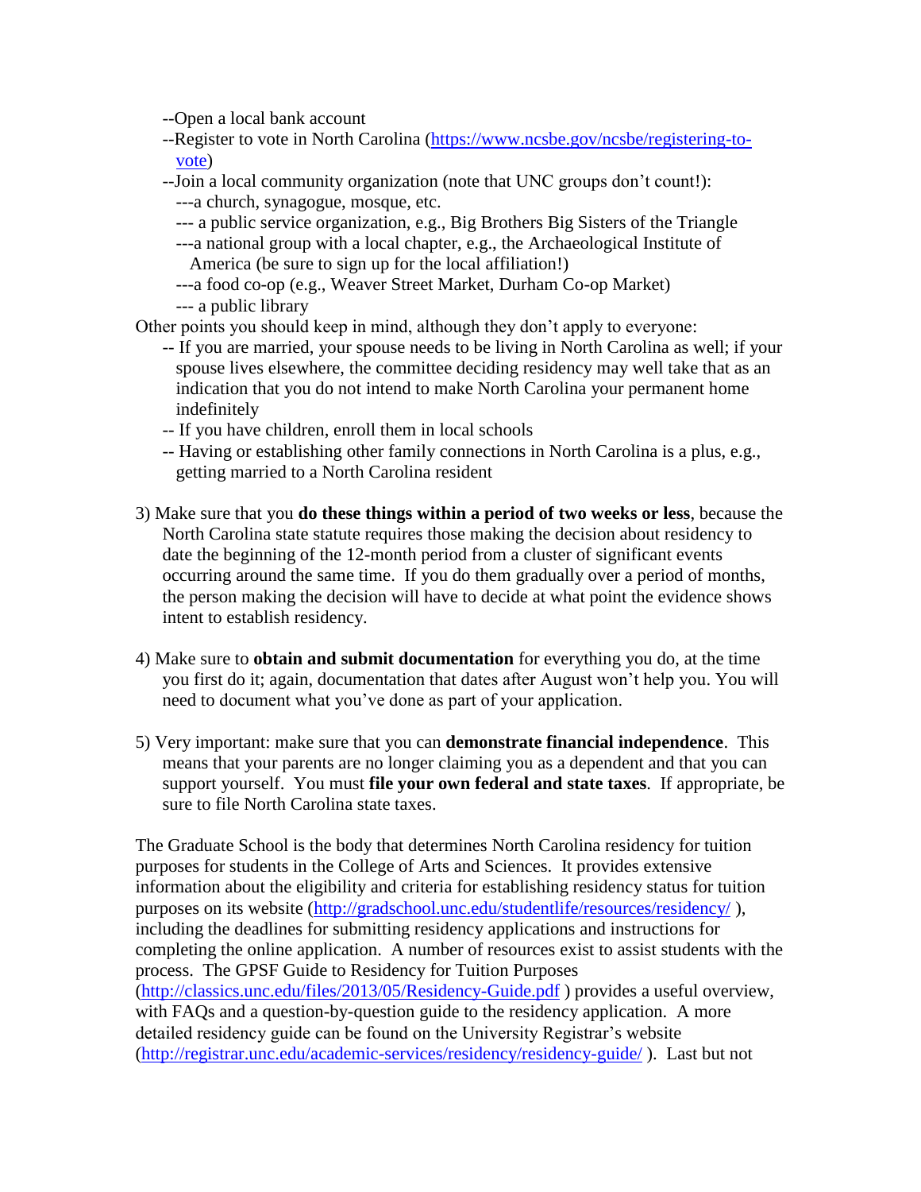- --Open a local bank account
- --Register to vote in North Carolina ([https://www.ncsbe.gov/ncsbe/registering-to-vote](https://www.ncsbe.gov/ncsbe/registering-to-vote))
- --Join a local community organization (note that UNC groups don't count!):
  - ---a church, synagogue, mosque, etc.
  - --- a public service organization, e.g., Big Brothers Big Sisters of the Triangle
  - ---a national group with a local chapter, e.g., the Archaeological Institute of America (be sure to sign up for the local affiliation!)
  - ---a food co-op (e.g., Weaver Street Market, Durham Co-op Market)
  - --- a public library

Other points you should keep in mind, although they don't apply to everyone:

- -- If you are married, your spouse needs to be living in North Carolina as well; if your spouse lives elsewhere, the committee deciding residency may well take that as an indication that you do not intend to make North Carolina your permanent home indefinitely
- -- If you have children, enroll them in local schools
- -- Having or establishing other family connections in North Carolina is a plus, e.g., getting married to a North Carolina resident

3) Make sure that you **do these things within a period of two weeks or less**, because the North Carolina state statute requires those making the decision about residency to date the beginning of the 12-month period from a cluster of significant events occurring around the same time. If you do them gradually over a period of months, the person making the decision will have to decide at what point the evidence shows intent to establish residency.

4) Make sure to **obtain and submit documentation** for everything you do, at the time you first do it; again, documentation that dates after August won't help you. You will need to document what you've done as part of your application.

5) Very important: make sure that you can **demonstrate financial independence**. This means that your parents are no longer claiming you as a dependent and that you can support yourself. You must **file your own federal and state taxes**. If appropriate, be sure to file North Carolina state taxes.

The Graduate School is the body that determines North Carolina residency for tuition purposes for students in the College of Arts and Sciences. It provides extensive information about the eligibility and criteria for establishing residency status for tuition purposes on its website ([http://gradschool.unc.edu/studentlife/resources/residency/](http://gradschool.unc.edu/studentlife/resources/residency/) ), including the deadlines for submitting residency applications and instructions for completing the online application. A number of resources exist to assist students with the process. The GPSF Guide to Residency for Tuition Purposes ([http://classics.unc.edu/files/2013/05/Residency-Guide.pdf](http://classics.unc.edu/files/2013/05/Residency-Guide.pdf) ) provides a useful overview, with FAQs and a question-by-question guide to the residency application. A more detailed residency guide can be found on the University Registrar's website ([http://registrar.unc.edu/academic-services/residency/residency-guide/](http://registrar.unc.edu/academic-services/residency/residency-guide/) ). Last but not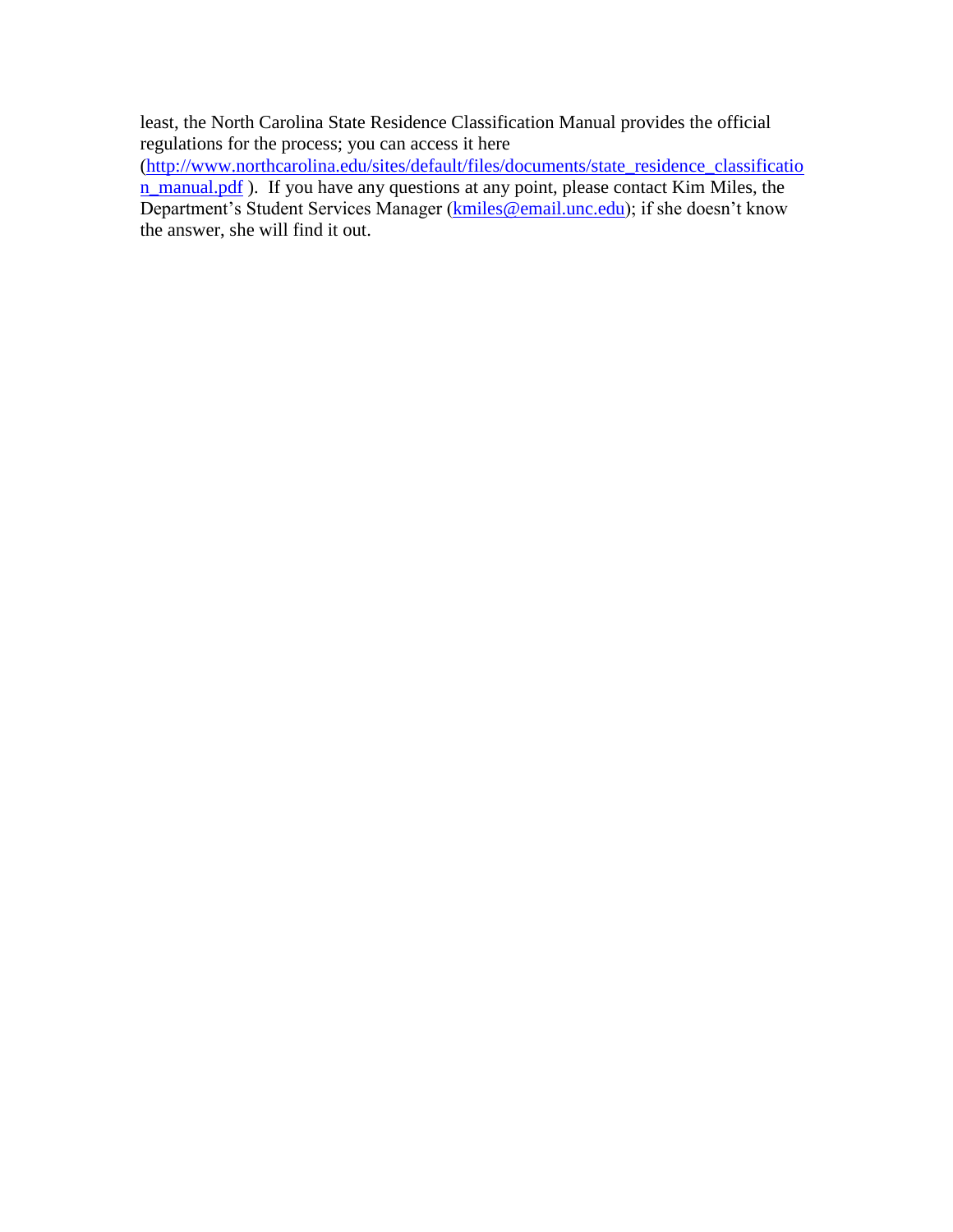least, the North Carolina State Residence Classification Manual provides the official regulations for the process; you can access it here (http://www.northcarolina.edu/sites/default/files/documents/state_residence_classification_manual.pdf ). If you have any questions at any point, please contact Kim Miles, the Department's Student Services Manager (kmiles@email.unc.edu); if she doesn't know the answer, she will find it out.